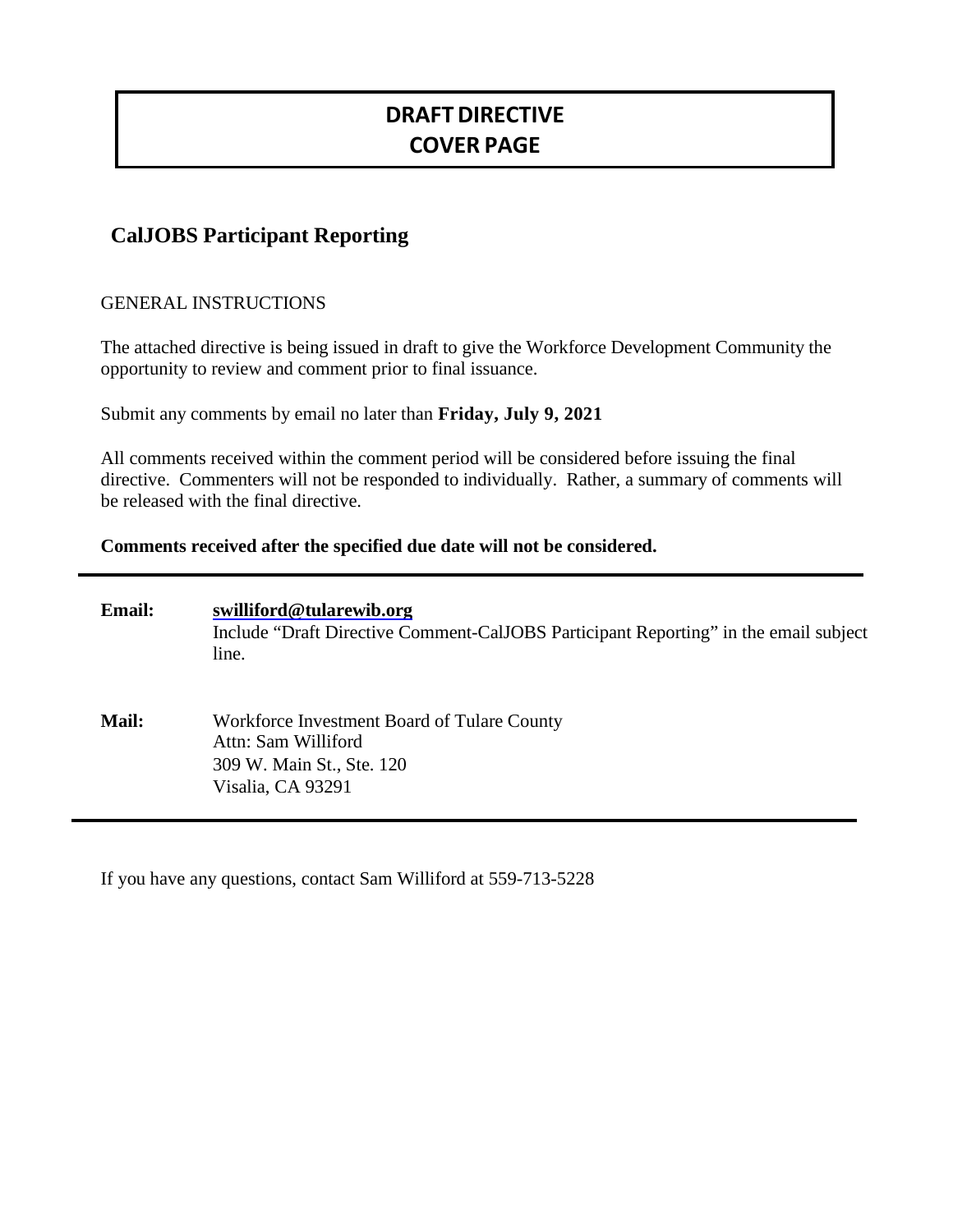# DRAFT DIRECTIVE
# COVER PAGE

## CalJOBS Participant Reporting

GENERAL INSTRUCTIONS

The attached directive is being issued in draft to give the Workforce Development Community the opportunity to review and comment prior to final issuance.

Submit any comments by email no later than **Friday, July 9, 2021**

All comments received within the comment period will be considered before issuing the final directive. Commenters will not be responded to individually. Rather, a summary of comments will be released with the final directive.

**Comments received after the specified due date will not be considered.**

---

**Email:** **swilliford@tularewib.org**
Include "Draft Directive Comment-CalJOBS Participant Reporting" in the email subject line.

**Mail:** Workforce Investment Board of Tulare County
Attn: Sam Williford
309 W. Main St., Ste. 120
Visalia, CA 93291

---

If you have any questions, contact Sam Williford at 559-713-5228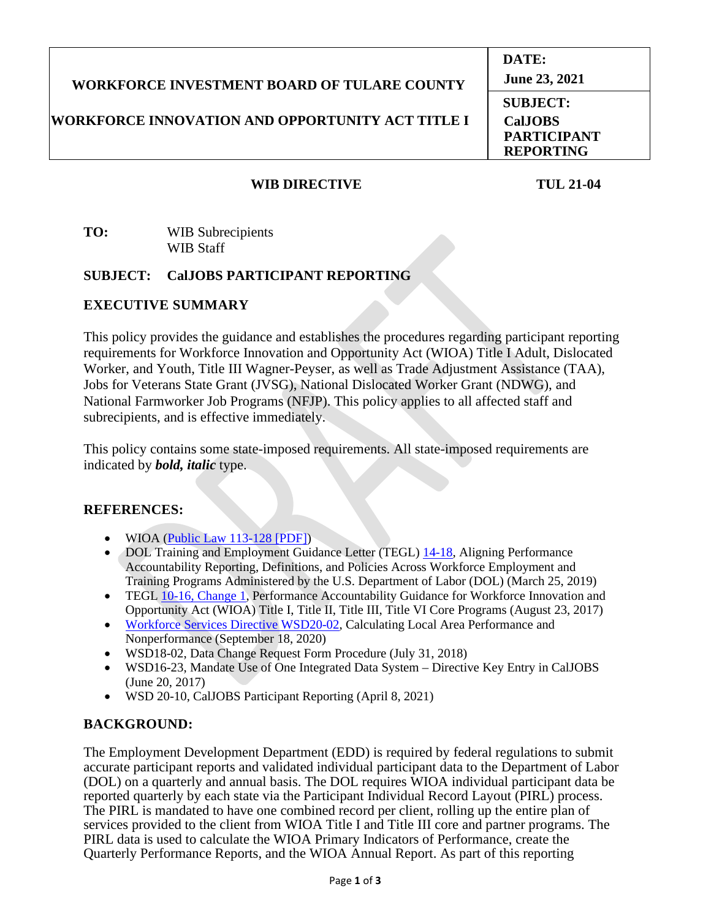| WORKFORCE INVESTMENT BOARD OF TULARE COUNTY<br><br>WORKFORCE INNOVATION AND OPPORTUNITY ACT TITLE I | **DATE:**<br>**June 23, 2021** |
| --- | --- |
| | **SUBJECT:**<br>**CalJOBS PARTICIPANT REPORTING** |

**WIB DIRECTIVE** **TUL 21-04**

**TO:** WIB Subrecipients
WIB Staff

**SUBJECT: CalJOBS PARTICIPANT REPORTING**

## EXECUTIVE SUMMARY

This policy provides the guidance and establishes the procedures regarding participant reporting requirements for Workforce Innovation and Opportunity Act (WIOA) Title I Adult, Dislocated Worker, and Youth, Title III Wagner-Peyser, as well as Trade Adjustment Assistance (TAA), Jobs for Veterans State Grant (JVSG), National Dislocated Worker Grant (NDWG), and National Farmworker Job Programs (NFJP). This policy applies to all affected staff and subrecipients, and is effective immediately.

This policy contains some state-imposed requirements. All state-imposed requirements are indicated by ***bold, italic*** type.

## REFERENCES:

- WIOA (Public Law 113-128 [PDF])
- DOL Training and Employment Guidance Letter (TEGL) 14-18, Aligning Performance Accountability Reporting, Definitions, and Policies Across Workforce Employment and Training Programs Administered by the U.S. Department of Labor (DOL) (March 25, 2019)
- TEGL 10-16, Change 1, Performance Accountability Guidance for Workforce Innovation and Opportunity Act (WIOA) Title I, Title II, Title III, Title VI Core Programs (August 23, 2017)
- Workforce Services Directive WSD20-02, Calculating Local Area Performance and Nonperformance (September 18, 2020)
- WSD18-02, Data Change Request Form Procedure (July 31, 2018)
- WSD16-23, Mandate Use of One Integrated Data System – Directive Key Entry in CalJOBS (June 20, 2017)
- WSD 20-10, CalJOBS Participant Reporting (April 8, 2021)

## BACKGROUND:

The Employment Development Department (EDD) is required by federal regulations to submit accurate participant reports and validated individual participant data to the Department of Labor (DOL) on a quarterly and annual basis. The DOL requires WIOA individual participant data be reported quarterly by each state via the Participant Individual Record Layout (PIRL) process. The PIRL is mandated to have one combined record per client, rolling up the entire plan of services provided to the client from WIOA Title I and Title III core and partner programs. The PIRL data is used to calculate the WIOA Primary Indicators of Performance, create the Quarterly Performance Reports, and the WIOA Annual Report. As part of this reporting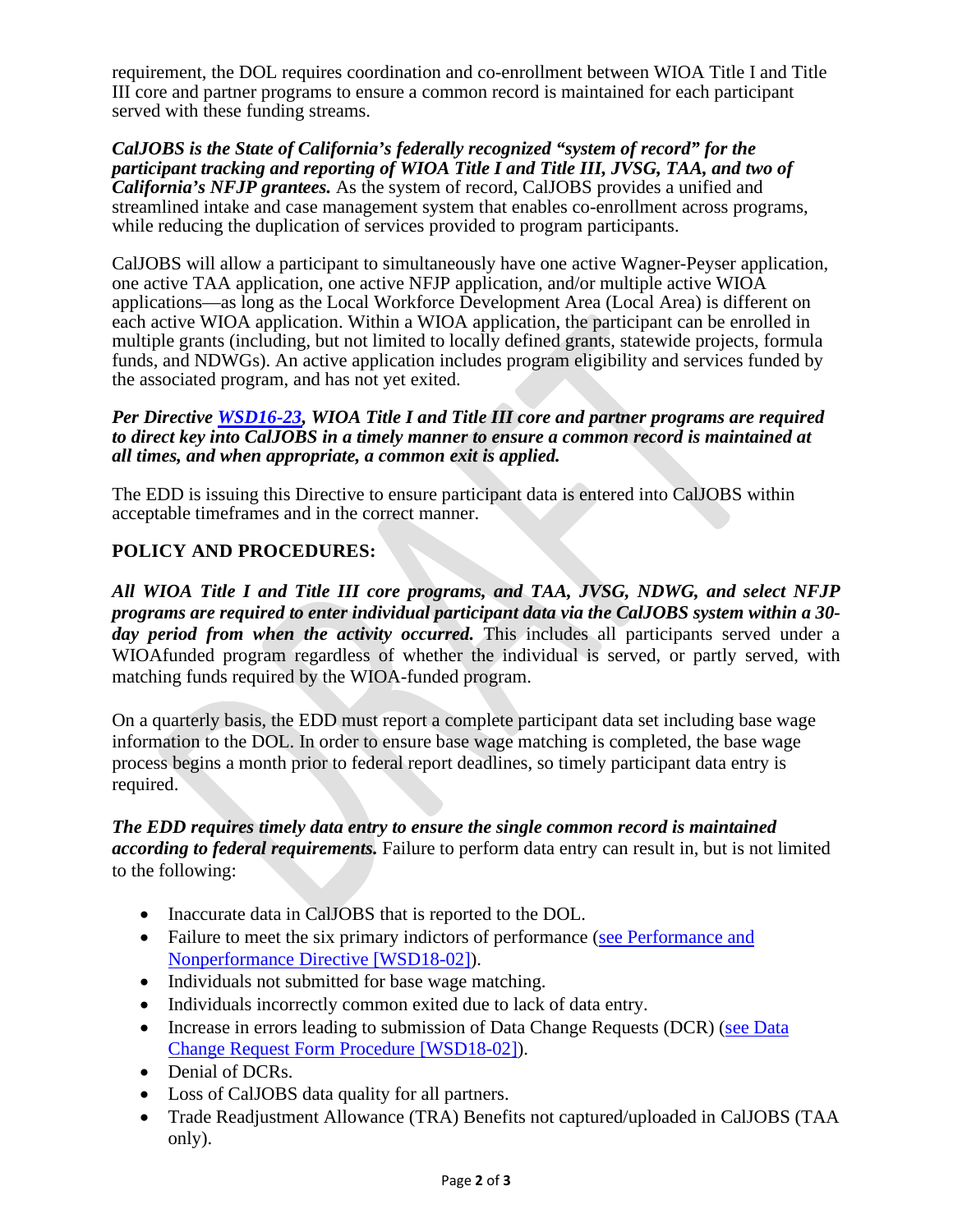requirement, the DOL requires coordination and co-enrollment between WIOA Title I and Title III core and partner programs to ensure a common record is maintained for each participant served with these funding streams.

***CalJOBS is the State of California's federally recognized "system of record" for the participant tracking and reporting of WIOA Title I and Title III, JVSG, TAA, and two of California's NFJP grantees.*** As the system of record, CalJOBS provides a unified and streamlined intake and case management system that enables co-enrollment across programs, while reducing the duplication of services provided to program participants.

CalJOBS will allow a participant to simultaneously have one active Wagner-Peyser application, one active TAA application, one active NFJP application, and/or multiple active WIOA applications—as long as the Local Workforce Development Area (Local Area) is different on each active WIOA application. Within a WIOA application, the participant can be enrolled in multiple grants (including, but not limited to locally defined grants, statewide projects, formula funds, and NDWGs). An active application includes program eligibility and services funded by the associated program, and has not yet exited.

***Per Directive [WSD16-23](), WIOA Title I and Title III core and partner programs are required to direct key into CalJOBS in a timely manner to ensure a common record is maintained at all times, and when appropriate, a common exit is applied.***

The EDD is issuing this Directive to ensure participant data is entered into CalJOBS within acceptable timeframes and in the correct manner.

## POLICY AND PROCEDURES:

***All WIOA Title I and Title III core programs, and TAA, JVSG, NDWG, and select NFJP programs are required to enter individual participant data via the CalJOBS system within a 30-day period from when the activity occurred.*** This includes all participants served under a WIOAfunded program regardless of whether the individual is served, or partly served, with matching funds required by the WIOA-funded program.

On a quarterly basis, the EDD must report a complete participant data set including base wage information to the DOL. In order to ensure base wage matching is completed, the base wage process begins a month prior to federal report deadlines, so timely participant data entry is required.

***The EDD requires timely data entry to ensure the single common record is maintained according to federal requirements.*** Failure to perform data entry can result in, but is not limited to the following:

- Inaccurate data in CalJOBS that is reported to the DOL.
- Failure to meet the six primary indictors of performance ([see Performance and Nonperformance Directive [WSD18-02]]()).
- Individuals not submitted for base wage matching.
- Individuals incorrectly common exited due to lack of data entry.
- Increase in errors leading to submission of Data Change Requests (DCR) ([see Data Change Request Form Procedure [WSD18-02]]()).
- Denial of DCRs.
- Loss of CalJOBS data quality for all partners.
- Trade Readjustment Allowance (TRA) Benefits not captured/uploaded in CalJOBS (TAA only).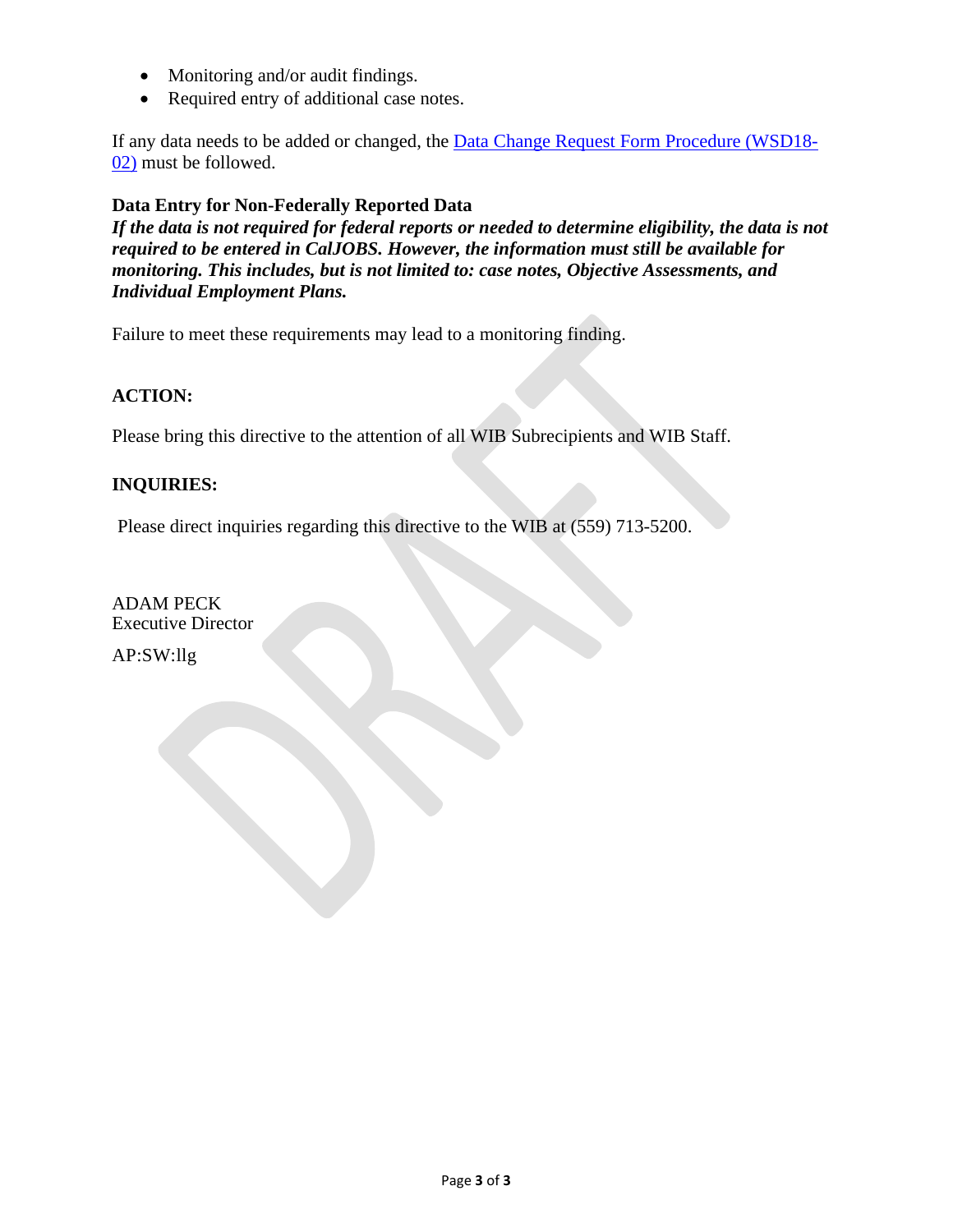- Monitoring and/or audit findings.
- Required entry of additional case notes.

If any data needs to be added or changed, the [Data Change Request Form Procedure (WSD18-02)]() must be followed.

**Data Entry for Non-Federally Reported Data**
***If the data is not required for federal reports or needed to determine eligibility, the data is not required to be entered in CalJOBS. However, the information must still be available for monitoring. This includes, but is not limited to: case notes, Objective Assessments, and Individual Employment Plans.***

Failure to meet these requirements may lead to a monitoring finding.

**ACTION:**

Please bring this directive to the attention of all WIB Subrecipients and WIB Staff.

**INQUIRIES:**

Please direct inquiries regarding this directive to the WIB at (559) 713-5200.

ADAM PECK
Executive Director

AP:SW:llg